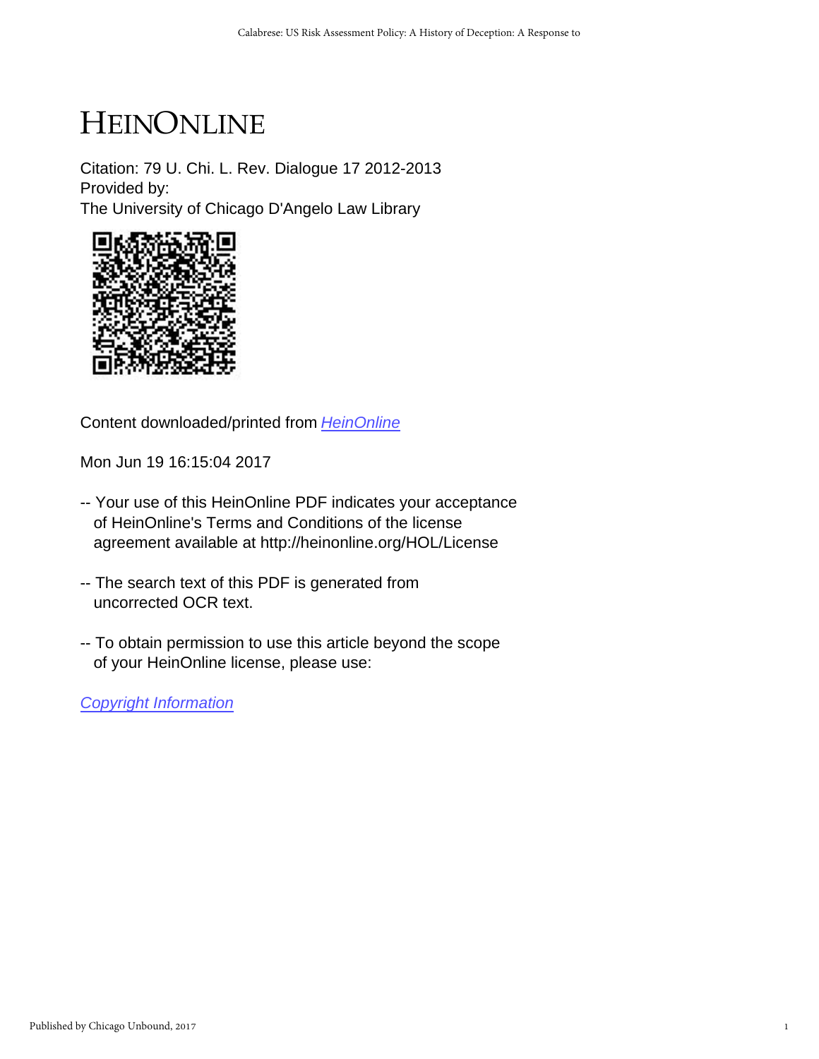# HEINONLINE

Citation: 79 U. Chi. L. Rev. Dialogue 17 2012-2013
Provided by:
The University of Chicago D'Angelo Law Library

Content downloaded/printed from HeinOnline

Mon Jun 19 16:15:04 2017

-- Your use of this HeinOnline PDF indicates your acceptance of HeinOnline's Terms and Conditions of the license agreement available at http://heinonline.org/HOL/License

-- The search text of this PDF is generated from uncorrected OCR text.

-- To obtain permission to use this article beyond the scope of your HeinOnline license, please use:

Copyright Information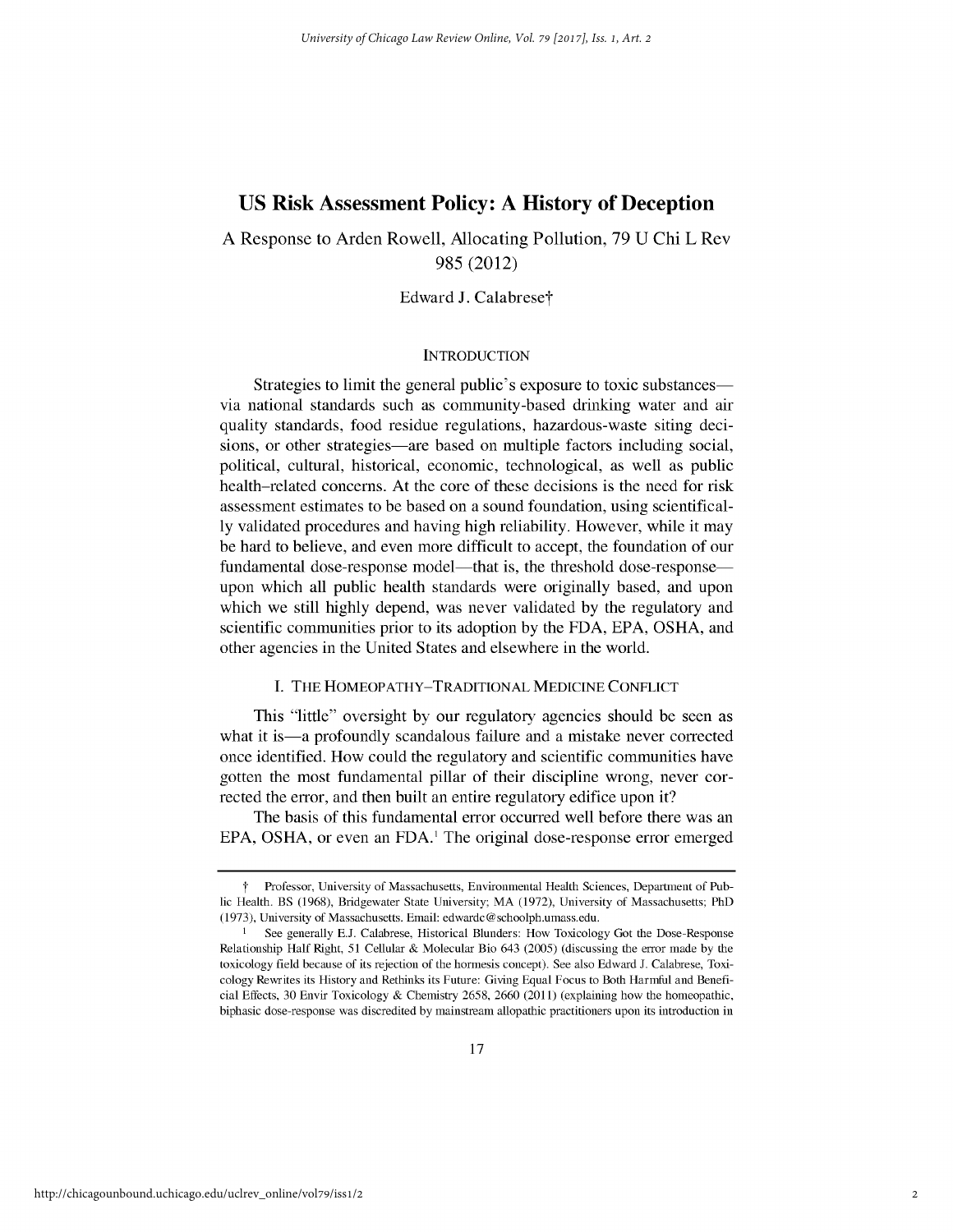# US Risk Assessment Policy: A History of Deception

## A Response to Arden Rowell, Allocating Pollution, 79 U Chi L Rev 985 (2012)

Edward J. Calabrese†

### INTRODUCTION

Strategies to limit the general public's exposure to toxic substances—via national standards such as community-based drinking water and air quality standards, food residue regulations, hazardous-waste siting decisions, or other strategies—are based on multiple factors including social, political, cultural, historical, economic, technological, as well as public health–related concerns. At the core of these decisions is the need for risk assessment estimates to be based on a sound foundation, using scientifically validated procedures and having high reliability. However, while it may be hard to believe, and even more difficult to accept, the foundation of our fundamental dose-response model—that is, the threshold dose-response—upon which all public health standards were originally based, and upon which we still highly depend, was never validated by the regulatory and scientific communities prior to its adoption by the FDA, EPA, OSHA, and other agencies in the United States and elsewhere in the world.

### I. THE HOMEOPATHY–TRADITIONAL MEDICINE CONFLICT

This "little" oversight by our regulatory agencies should be seen as what it is—a profoundly scandalous failure and a mistake never corrected once identified. How could the regulatory and scientific communities have gotten the most fundamental pillar of their discipline wrong, never corrected the error, and then built an entire regulatory edifice upon it?

The basis of this fundamental error occurred well before there was an EPA, OSHA, or even an FDA.[1] The original dose-response error emerged

---

† Professor, University of Massachusetts, Environmental Health Sciences, Department of Public Health. BS (1968), Bridgewater State University; MA (1972), University of Massachusetts; PhD (1973), University of Massachusetts. Email: edwardc@schoolph.umass.edu.

1 See generally E.J. Calabrese, Historical Blunders: How Toxicology Got the Dose-Response Relationship Half Right, 51 Cellular & Molecular Bio 643 (2005) (discussing the error made by the toxicology field because of its rejection of the hormesis concept). See also Edward J. Calabrese, Toxicology Rewrites its History and Rethinks its Future: Giving Equal Focus to Both Harmful and Beneficial Effects, 30 Envir Toxicology & Chemistry 2658, 2660 (2011) (explaining how the homeopathic, biphasic dose-response was discredited by mainstream allopathic practitioners upon its introduction in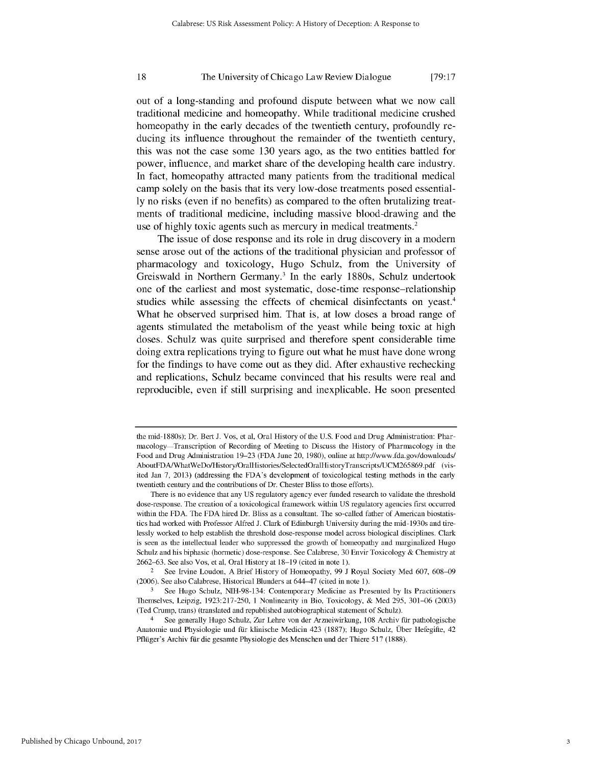out of a long-standing and profound dispute between what we now call traditional medicine and homeopathy. While traditional medicine crushed homeopathy in the early decades of the twentieth century, profoundly reducing its influence throughout the remainder of the twentieth century, this was not the case some 130 years ago, as the two entities battled for power, influence, and market share of the developing health care industry. In fact, homeopathy attracted many patients from the traditional medical camp solely on the basis that its very low-dose treatments posed essentially no risks (even if no benefits) as compared to the often brutalizing treatments of traditional medicine, including massive blood-drawing and the use of highly toxic agents such as mercury in medical treatments.[2]

The issue of dose response and its role in drug discovery in a modern sense arose out of the actions of the traditional physician and professor of pharmacology and toxicology, Hugo Schulz, from the University of Greiswald in Northern Germany.[3] In the early 1880s, Schulz undertook one of the earliest and most systematic, dose-time response–relationship studies while assessing the effects of chemical disinfectants on yeast.[4] What he observed surprised him. That is, at low doses a broad range of agents stimulated the metabolism of the yeast while being toxic at high doses. Schulz was quite surprised and therefore spent considerable time doing extra replications trying to figure out what he must have done wrong for the findings to have come out as they did. After exhaustive rechecking and replications, Schulz became convinced that his results were real and reproducible, even if still surprising and inexplicable. He soon presented

---

the mid-1880s); Dr. Bert J. Vos, et al, Oral History of the U.S. Food and Drug Administration: Pharmacology—Transcription of Recording of Meeting to Discuss the History of Pharmacology in the Food and Drug Administration 19–23 (FDA June 20, 1980), online at http://www.fda.gov/downloads/AboutFDA/WhatWeDo/History/OralHistories/SelectedOralHistoryTranscripts/UCM265869.pdf (visited Jan 7, 2013) (addressing the FDA's development of toxicological testing methods in the early twentieth century and the contributions of Dr. Chester Bliss to those efforts).

There is no evidence that any US regulatory agency ever funded research to validate the threshold dose-response. The creation of a toxicological framework within US regulatory agencies first occurred within the FDA. The FDA hired Dr. Bliss as a consultant. The so-called father of American biostatistics had worked with Professor Alfred J. Clark of Edinburgh University during the mid-1930s and tirelessly worked to help establish the threshold dose-response model across biological disciplines. Clark is seen as the intellectual leader who suppressed the growth of homeopathy and marginalized Hugo Schulz and his biphasic (hormetic) dose-response. See Calabrese, 30 Envir Toxicology & Chemistry at 2662–63. See also Vos, et al, Oral History at 18–19 (cited in note 1).

[2] See Irvine Loudon, A Brief History of Homeopathy, 99 J Royal Society Med 607, 608–09 (2006). See also Calabrese, Historical Blunders at 644–47 (cited in note 1).

[3] See Hugo Schulz, NIH-98-134: Contemporary Medicine as Presented by Its Practitioners Themselves, Leipzig, 1923:217-250, 1 Nonlinearity in Bio, Toxicology, & Med 295, 301–06 (2003) (Ted Crump, trans) (translated and republished autobiographical statement of Schulz).

[4] See generally Hugo Schulz, Zur Lehre von der Arzneiwirkung, 108 Archiv für pathologische Anatomie und Physiologie und für klinische Medicin 423 (1887); Hugo Schulz, Über Hefegifte, 42 Pflüger's Archiv für die gesamte Physiologie des Menschen und der Thiere 517 (1888).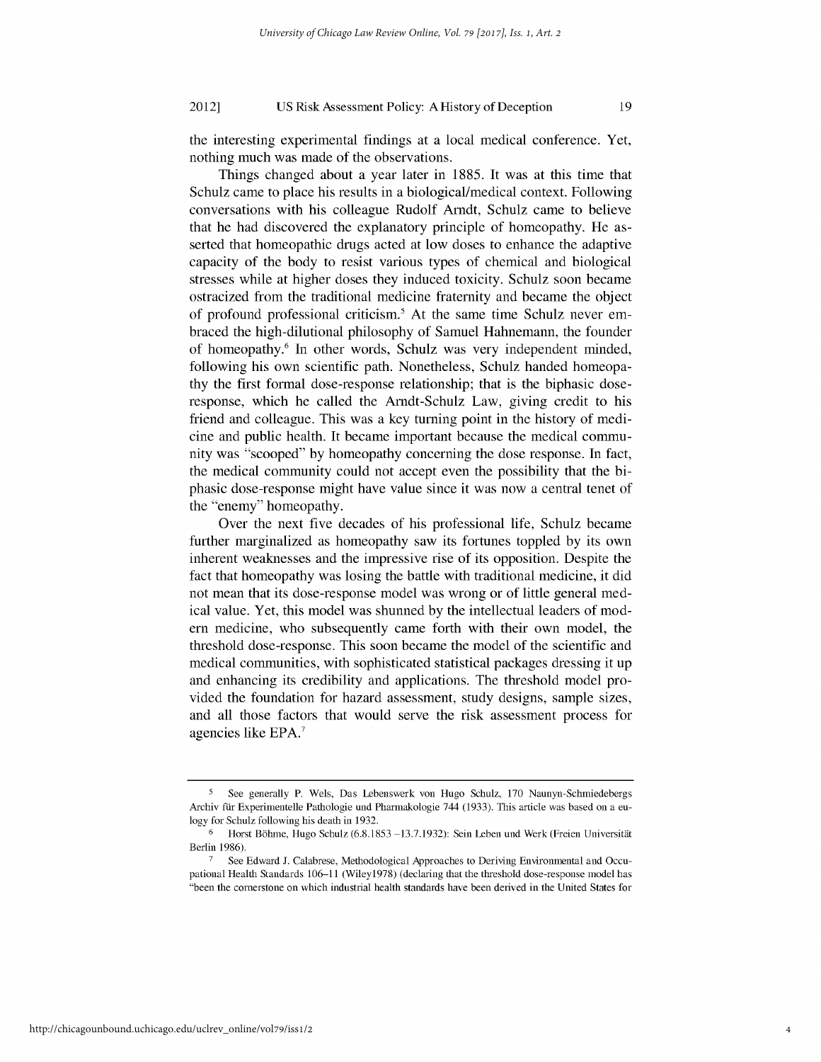the interesting experimental findings at a local medical conference. Yet, nothing much was made of the observations.

Things changed about a year later in 1885. It was at this time that Schulz came to place his results in a biological/medical context. Following conversations with his colleague Rudolf Arndt, Schulz came to believe that he had discovered the explanatory principle of homeopathy. He asserted that homeopathic drugs acted at low doses to enhance the adaptive capacity of the body to resist various types of chemical and biological stresses while at higher doses they induced toxicity. Schulz soon became ostracized from the traditional medicine fraternity and became the object of profound professional criticism.[5] At the same time Schulz never embraced the high-dilutional philosophy of Samuel Hahnemann, the founder of homeopathy.[6] In other words, Schulz was very independent minded, following his own scientific path. Nonetheless, Schulz handed homeopathy the first formal dose-response relationship; that is the biphasic dose-response, which he called the Arndt-Schulz Law, giving credit to his friend and colleague. This was a key turning point in the history of medicine and public health. It became important because the medical community was "scooped" by homeopathy concerning the dose response. In fact, the medical community could not accept even the possibility that the biphasic dose-response might have value since it was now a central tenet of the "enemy" homeopathy.

Over the next five decades of his professional life, Schulz became further marginalized as homeopathy saw its fortunes toppled by its own inherent weaknesses and the impressive rise of its opposition. Despite the fact that homeopathy was losing the battle with traditional medicine, it did not mean that its dose-response model was wrong or of little general medical value. Yet, this model was shunned by the intellectual leaders of modern medicine, who subsequently came forth with their own model, the threshold dose-response. This soon became the model of the scientific and medical communities, with sophisticated statistical packages dressing it up and enhancing its credibility and applications. The threshold model provided the foundation for hazard assessment, study designs, sample sizes, and all those factors that would serve the risk assessment process for agencies like EPA.[7]

---

[5] See generally P. Wels, Das Lebenswerk von Hugo Schulz, 170 Naunyn-Schmiedebergs Archiv für Experimentelle Pathologie und Pharmakologie 744 (1933). This article was based on a eulogy for Schulz following his death in 1932.

[6] Horst Böhme, Hugo Schulz (6.8.1853 –13.7.1932): Sein Leben und Werk (Freien Universität Berlin 1986).

[7] See Edward J. Calabrese, Methodological Approaches to Deriving Environmental and Occupational Health Standards 106–11 (Wiley1978) (declaring that the threshold dose-response model has "been the cornerstone on which industrial health standards have been derived in the United States for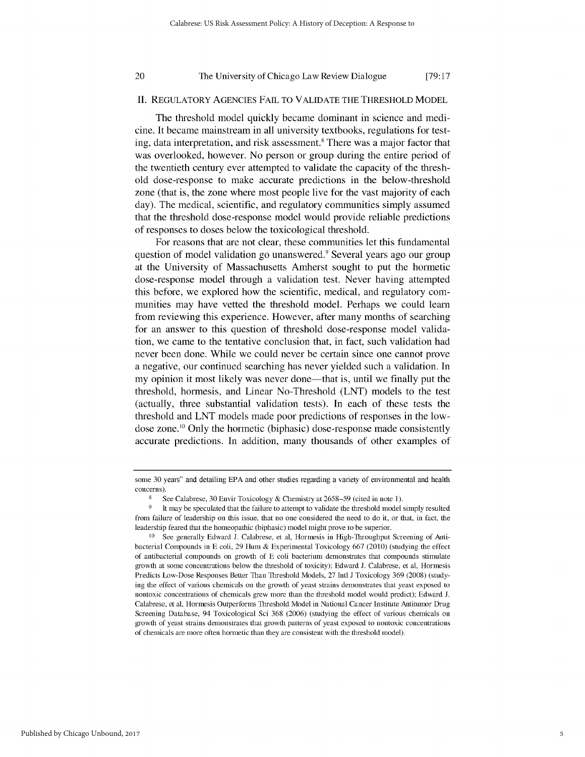## II. Regulatory Agencies Fail to Validate the Threshold Model

The threshold model quickly became dominant in science and medicine. It became mainstream in all university textbooks, regulations for testing, data interpretation, and risk assessment.[8] There was a major factor that was overlooked, however. No person or group during the entire period of the twentieth century ever attempted to validate the capacity of the threshold dose-response to make accurate predictions in the below-threshold zone (that is, the zone where most people live for the vast majority of each day). The medical, scientific, and regulatory communities simply assumed that the threshold dose-response model would provide reliable predictions of responses to doses below the toxicological threshold.

For reasons that are not clear, these communities let this fundamental question of model validation go unanswered.[9] Several years ago our group at the University of Massachusetts Amherst sought to put the hormetic dose-response model through a validation test. Never having attempted this before, we explored how the scientific, medical, and regulatory communities may have vetted the threshold model. Perhaps we could learn from reviewing this experience. However, after many months of searching for an answer to this question of threshold dose-response model validation, we came to the tentative conclusion that, in fact, such validation had never been done. While we could never be certain since one cannot prove a negative, our continued searching has never yielded such a validation. In my opinion it most likely was never done—that is, until we finally put the threshold, hormesis, and Linear No-Threshold (LNT) models to the test (actually, three substantial validation tests). In each of these tests the threshold and LNT models made poor predictions of responses in the low-dose zone.[10] Only the hormetic (biphasic) dose-response made consistently accurate predictions. In addition, many thousands of other examples of

---

some 30 years" and detailing EPA and other studies regarding a variety of environmental and health concerns).

[8] See Calabrese, 30 Envir Toxicology & Chemistry at 2658–59 (cited in note 1).

[9] It may be speculated that the failure to attempt to validate the threshold model simply resulted from failure of leadership on this issue, that no one considered the need to do it, or that, in fact, the leadership feared that the homeopathic (biphasic) model might prove to be superior.

[10] See generally Edward J. Calabrese, et al, Hormesis in High-Throughput Screening of Antibacterial Compounds in E coli, 29 Hum & Experimental Toxicology 667 (2010) (studying the effect of antibacterial compounds on growth of E coli bacterium demonstrates that compounds stimulate growth at some concentrations below the threshold of toxicity); Edward J. Calabrese, et al, Hormesis Predicts Low-Dose Responses Better Than Threshold Models, 27 Intl J Toxicology 369 (2008) (studying the effect of various chemicals on the growth of yeast strains demonstrates that yeast exposed to nontoxic concentrations of chemicals grew more than the threshold model would predict); Edward J. Calabrese, et al, Hormesis Outperforms Threshold Model in National Cancer Institute Antitumor Drug Screening Database, 94 Toxicological Sci 368 (2006) (studying the effect of various chemicals on growth of yeast strains demonstrates that growth patterns of yeast exposed to nontoxic concentrations of chemicals are more often hormetic than they are consistent with the threshold model).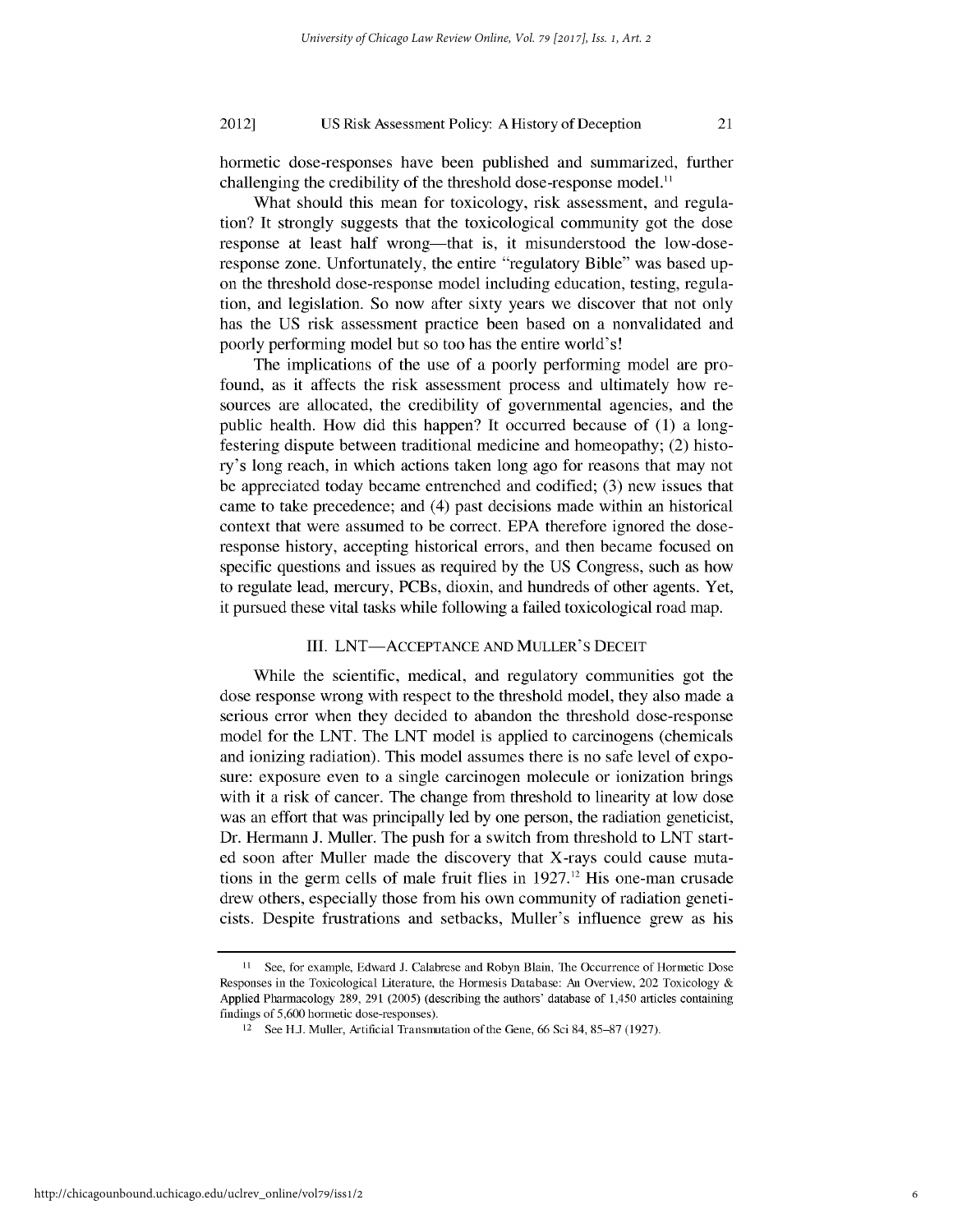hormetic dose-responses have been published and summarized, further challenging the credibility of the threshold dose-response model.[11]

What should this mean for toxicology, risk assessment, and regulation? It strongly suggests that the toxicological community got the dose response at least half wrong—that is, it misunderstood the low-dose-response zone. Unfortunately, the entire "regulatory Bible" was based upon the threshold dose-response model including education, testing, regulation, and legislation. So now after sixty years we discover that not only has the US risk assessment practice been based on a nonvalidated and poorly performing model but so too has the entire world's!

The implications of the use of a poorly performing model are profound, as it affects the risk assessment process and ultimately how resources are allocated, the credibility of governmental agencies, and the public health. How did this happen? It occurred because of (1) a long-festering dispute between traditional medicine and homeopathy; (2) history's long reach, in which actions taken long ago for reasons that may not be appreciated today became entrenched and codified; (3) new issues that came to take precedence; and (4) past decisions made within an historical context that were assumed to be correct. EPA therefore ignored the dose-response history, accepting historical errors, and then became focused on specific questions and issues as required by the US Congress, such as how to regulate lead, mercury, PCBs, dioxin, and hundreds of other agents. Yet, it pursued these vital tasks while following a failed toxicological road map.

## III. LNT—ACCEPTANCE AND MULLER'S DECEIT

While the scientific, medical, and regulatory communities got the dose response wrong with respect to the threshold model, they also made a serious error when they decided to abandon the threshold dose-response model for the LNT. The LNT model is applied to carcinogens (chemicals and ionizing radiation). This model assumes there is no safe level of exposure: exposure even to a single carcinogen molecule or ionization brings with it a risk of cancer. The change from threshold to linearity at low dose was an effort that was principally led by one person, the radiation geneticist, Dr. Hermann J. Muller. The push for a switch from threshold to LNT started soon after Muller made the discovery that X-rays could cause mutations in the germ cells of male fruit flies in 1927.[12] His one-man crusade drew others, especially those from his own community of radiation geneticists. Despite frustrations and setbacks, Muller's influence grew as his

---

[11] See, for example, Edward J. Calabrese and Robyn Blain, The Occurrence of Hormetic Dose Responses in the Toxicological Literature, the Hormesis Database: An Overview, 202 Toxicology & Applied Pharmacology 289, 291 (2005) (describing the authors' database of 1,450 articles containing findings of 5,600 hormetic dose-responses).

[12] See H.J. Muller, Artificial Transmutation of the Gene, 66 Sci 84, 85–87 (1927).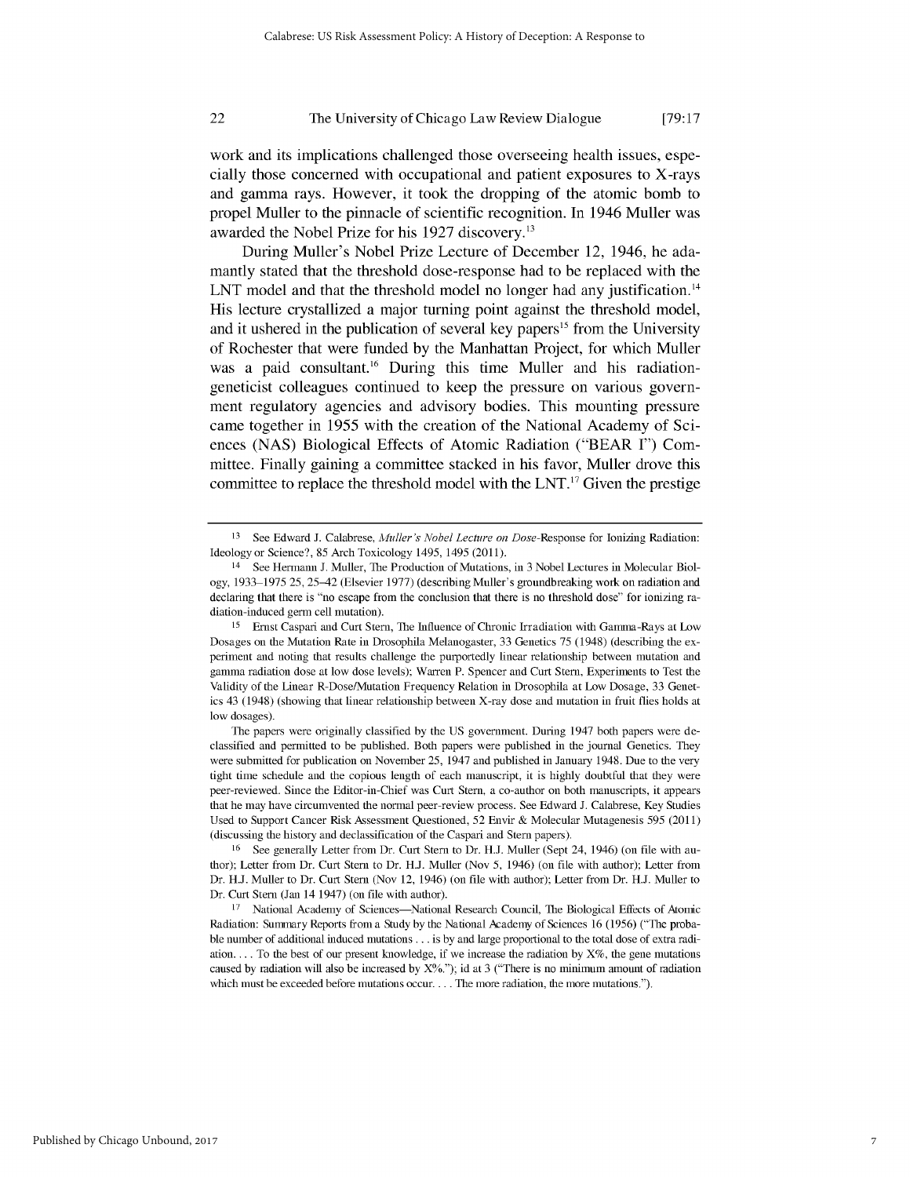work and its implications challenged those overseeing health issues, especially those concerned with occupational and patient exposures to X-rays and gamma rays. However, it took the dropping of the atomic bomb to propel Muller to the pinnacle of scientific recognition. In 1946 Muller was awarded the Nobel Prize for his 1927 discovery.[13]

During Muller's Nobel Prize Lecture of December 12, 1946, he adamantly stated that the threshold dose-response had to be replaced with the LNT model and that the threshold model no longer had any justification.[14] His lecture crystallized a major turning point against the threshold model, and it ushered in the publication of several key papers[15] from the University of Rochester that were funded by the Manhattan Project, for which Muller was a paid consultant.[16] During this time Muller and his radiation-geneticist colleagues continued to keep the pressure on various government regulatory agencies and advisory bodies. This mounting pressure came together in 1955 with the creation of the National Academy of Sciences (NAS) Biological Effects of Atomic Radiation ("BEAR I") Committee. Finally gaining a committee stacked in his favor, Muller drove this committee to replace the threshold model with the LNT.[17] Given the prestige

---

[13] See Edward J. Calabrese, *Muller's Nobel Lecture on Dose*-Response for Ionizing Radiation: Ideology or Science?, 85 Arch Toxicology 1495, 1495 (2011).

[14] See Hermann J. Muller, The Production of Mutations, in 3 Nobel Lectures in Molecular Biology, 1933–1975 25, 25–42 (Elsevier 1977) (describing Muller's groundbreaking work on radiation and declaring that there is "no escape from the conclusion that there is no threshold dose" for ionizing radiation-induced germ cell mutation).

[15] Ernst Caspari and Curt Stern, The Influence of Chronic Irradiation with Gamma-Rays at Low Dosages on the Mutation Rate in Drosophila Melanogaster, 33 Genetics 75 (1948) (describing the experiment and noting that results challenge the purportedly linear relationship between mutation and gamma radiation dose at low dose levels); Warren P. Spencer and Curt Stern, Experiments to Test the Validity of the Linear R-Dose/Mutation Frequency Relation in Drosophila at Low Dosage, 33 Genetics 43 (1948) (showing that linear relationship between X-ray dose and mutation in fruit flies holds at low dosages).

The papers were originally classified by the US government. During 1947 both papers were declassified and permitted to be published. Both papers were published in the journal Genetics. They were submitted for publication on November 25, 1947 and published in January 1948. Due to the very tight time schedule and the copious length of each manuscript, it is highly doubtful that they were peer-reviewed. Since the Editor-in-Chief was Curt Stern, a co-author on both manuscripts, it appears that he may have circumvented the normal peer-review process. See Edward J. Calabrese, Key Studies Used to Support Cancer Risk Assessment Questioned, 52 Envir & Molecular Mutagenesis 595 (2011) (discussing the history and declassification of the Caspari and Stern papers).

[16] See generally Letter from Dr. Curt Stern to Dr. H.J. Muller (Sept 24, 1946) (on file with author); Letter from Dr. Curt Stern to Dr. H.J. Muller (Nov 5, 1946) (on file with author); Letter from Dr. H.J. Muller to Dr. Curt Stern (Nov 12, 1946) (on file with author); Letter from Dr. H.J. Muller to Dr. Curt Stern (Jan 14 1947) (on file with author).

[17] National Academy of Sciences—National Research Council, The Biological Effects of Atomic Radiation: Summary Reports from a Study by the National Academy of Sciences 16 (1956) ("The probable number of additional induced mutations . . . is by and large proportional to the total dose of extra radiation. . . . To the best of our present knowledge, if we increase the radiation by X%, the gene mutations caused by radiation will also be increased by X%."); id at 3 ("There is no minimum amount of radiation which must be exceeded before mutations occur. . . . The more radiation, the more mutations.").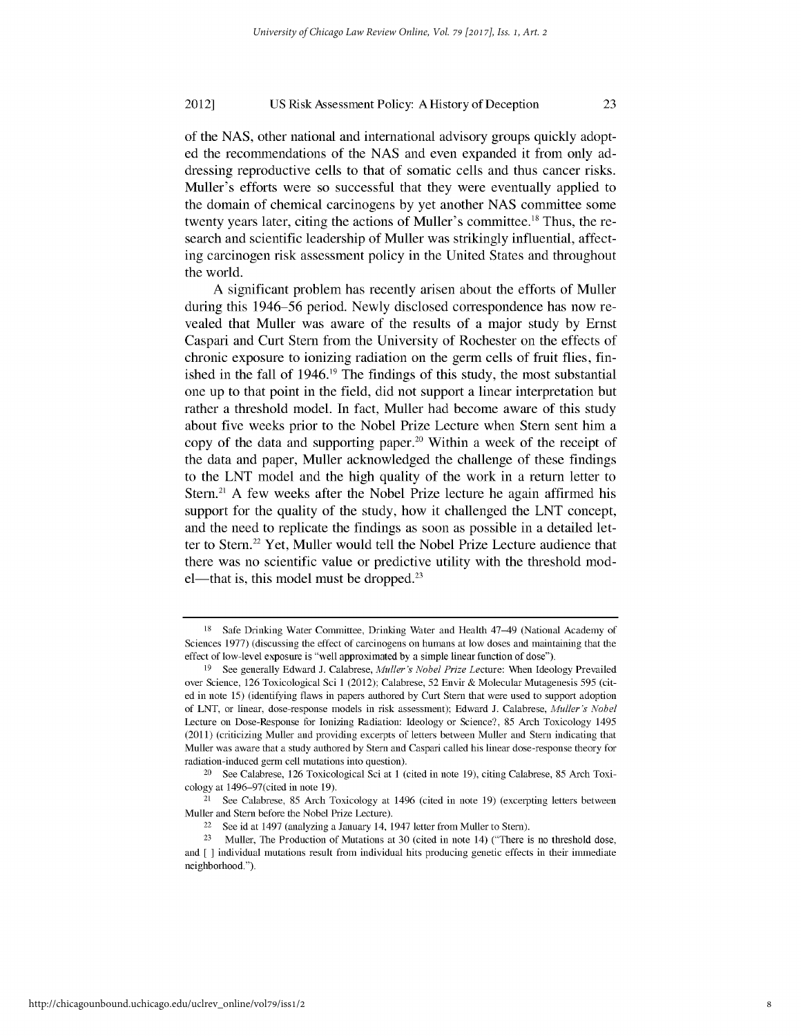of the NAS, other national and international advisory groups quickly adopted the recommendations of the NAS and even expanded it from only addressing reproductive cells to that of somatic cells and thus cancer risks. Muller's efforts were so successful that they were eventually applied to the domain of chemical carcinogens by yet another NAS committee some twenty years later, citing the actions of Muller's committee.[18] Thus, the research and scientific leadership of Muller was strikingly influential, affecting carcinogen risk assessment policy in the United States and throughout the world.

A significant problem has recently arisen about the efforts of Muller during this 1946–56 period. Newly disclosed correspondence has now revealed that Muller was aware of the results of a major study by Ernst Caspari and Curt Stern from the University of Rochester on the effects of chronic exposure to ionizing radiation on the germ cells of fruit flies, finished in the fall of 1946.[19] The findings of this study, the most substantial one up to that point in the field, did not support a linear interpretation but rather a threshold model. In fact, Muller had become aware of this study about five weeks prior to the Nobel Prize Lecture when Stern sent him a copy of the data and supporting paper.[20] Within a week of the receipt of the data and paper, Muller acknowledged the challenge of these findings to the LNT model and the high quality of the work in a return letter to Stern.[21] A few weeks after the Nobel Prize lecture he again affirmed his support for the quality of the study, how it challenged the LNT concept, and the need to replicate the findings as soon as possible in a detailed letter to Stern.[22] Yet, Muller would tell the Nobel Prize Lecture audience that there was no scientific value or predictive utility with the threshold model—that is, this model must be dropped.[23]

---

[18] Safe Drinking Water Committee, Drinking Water and Health 47–49 (National Academy of Sciences 1977) (discussing the effect of carcinogens on humans at low doses and maintaining that the effect of low-level exposure is "well approximated by a simple linear function of dose").

[19] See generally Edward J. Calabrese, *Muller's Nobel Prize L*ecture: When Ideology Prevailed over Science, 126 Toxicological Sci 1 (2012); Calabrese, 52 Envir & Molecular Mutagenesis 595 (cited in note 15) (identifying flaws in papers authored by Curt Stern that were used to support adoption of LNT, or linear, dose-response models in risk assessment); Edward J. Calabrese, *Muller's Nobel* Lecture on Dose-Response for Ionizing Radiation: Ideology or Science?, 85 Arch Toxicology 1495 (2011) (criticizing Muller and providing excerpts of letters between Muller and Stern indicating that Muller was aware that a study authored by Stern and Caspari called his linear dose-response theory for radiation-induced germ cell mutations into question).

[20] See Calabrese, 126 Toxicological Sci at 1 (cited in note 19), citing Calabrese, 85 Arch Toxicology at 1496–97(cited in note 19).

[21] See Calabrese, 85 Arch Toxicology at 1496 (cited in note 19) (excerpting letters between Muller and Stern before the Nobel Prize Lecture).

[22] See id at 1497 (analyzing a January 14, 1947 letter from Muller to Stern).

[23] Muller, The Production of Mutations at 30 (cited in note 14) ("There is no threshold dose, and [ ] individual mutations result from individual hits producing genetic effects in their immediate neighborhood.").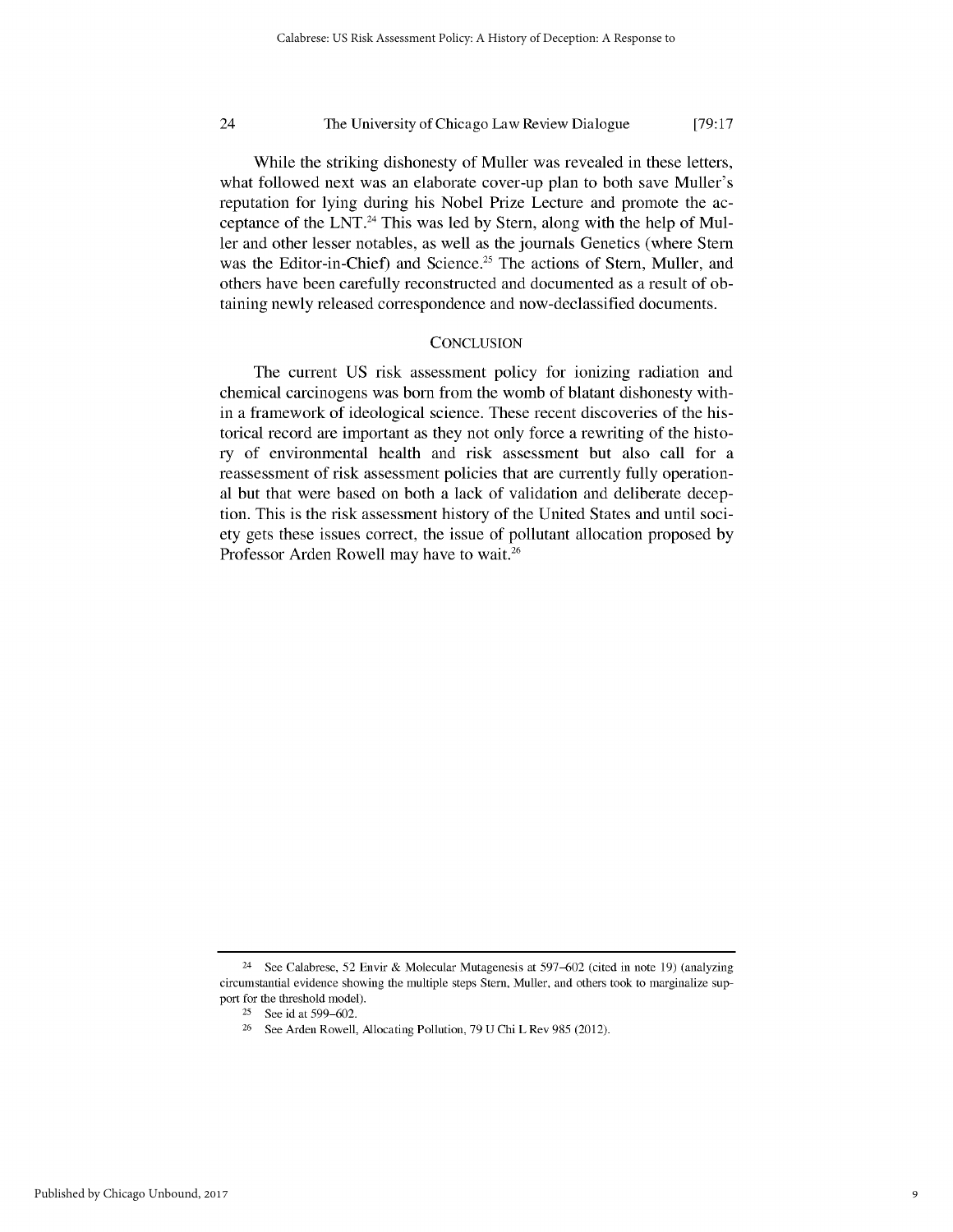While the striking dishonesty of Muller was revealed in these letters, what followed next was an elaborate cover-up plan to both save Muller's reputation for lying during his Nobel Prize Lecture and promote the acceptance of the LNT.[24] This was led by Stern, along with the help of Muller and other lesser notables, as well as the journals Genetics (where Stern was the Editor-in-Chief) and Science.[25] The actions of Stern, Muller, and others have been carefully reconstructed and documented as a result of obtaining newly released correspondence and now-declassified documents.

## CONCLUSION

The current US risk assessment policy for ionizing radiation and chemical carcinogens was born from the womb of blatant dishonesty within a framework of ideological science. These recent discoveries of the historical record are important as they not only force a rewriting of the history of environmental health and risk assessment but also call for a reassessment of risk assessment policies that are currently fully operational but that were based on both a lack of validation and deliberate deception. This is the risk assessment history of the United States and until society gets these issues correct, the issue of pollutant allocation proposed by Professor Arden Rowell may have to wait.[26]

---

24 See Calabrese, 52 Envir & Molecular Mutagenesis at 597–602 (cited in note 19) (analyzing circumstantial evidence showing the multiple steps Stern, Muller, and others took to marginalize support for the threshold model).

25 See id at 599–602.

26 See Arden Rowell, Allocating Pollution, 79 U Chi L Rev 985 (2012).